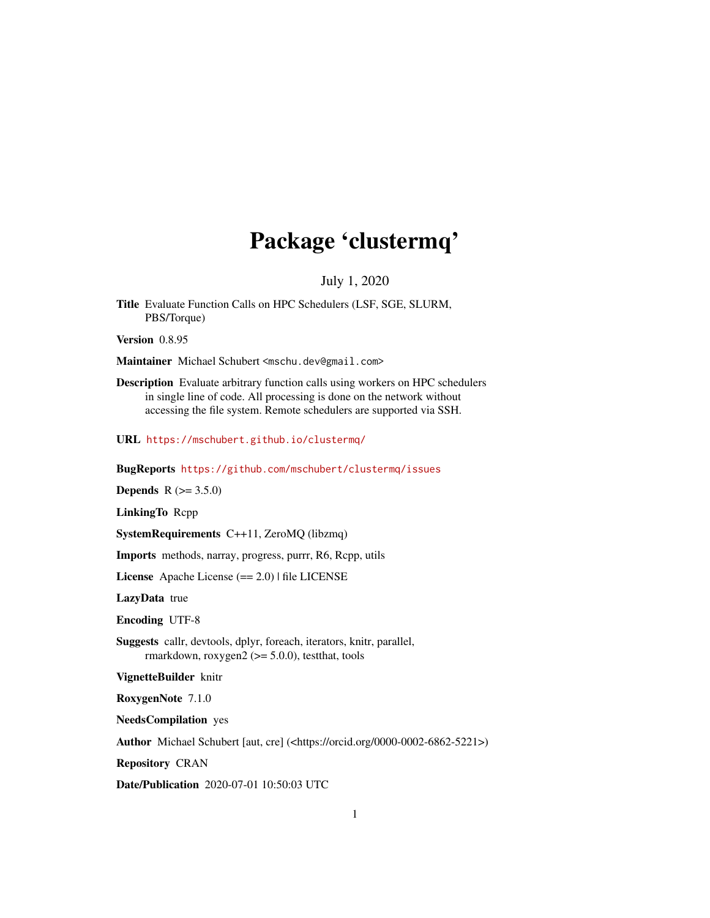# Package 'clustermq'

July 1, 2020

**Title** Evaluate Function Calls on HPC Schedulers (LSF, SGE, SLURM, PBS/Torque)

**Version** 0.8.95

**Maintainer** Michael Schubert <mschu.dev@gmail.com>

**Description** Evaluate arbitrary function calls using workers on HPC schedulers in single line of code. All processing is done on the network without accessing the file system. Remote schedulers are supported via SSH.

**URL** https://mschubert.github.io/clustermq/

**BugReports** https://github.com/mschubert/clustermq/issues

**Depends** R (>= 3.5.0)

**LinkingTo** Rcpp

**SystemRequirements** C++11, ZeroMQ (libzmq)

**Imports** methods, narray, progress, purrr, R6, Rcpp, utils

**License** Apache License (== 2.0) | file LICENSE

**LazyData** true

**Encoding** UTF-8

**Suggests** callr, devtools, dplyr, foreach, iterators, knitr, parallel, rmarkdown, roxygen2 (>= 5.0.0), testthat, tools

**VignetteBuilder** knitr

**RoxygenNote** 7.1.0

**NeedsCompilation** yes

**Author** Michael Schubert [aut, cre] (<https://orcid.org/0000-0002-6862-5221>)

**Repository** CRAN

**Date/Publication** 2020-07-01 10:50:03 UTC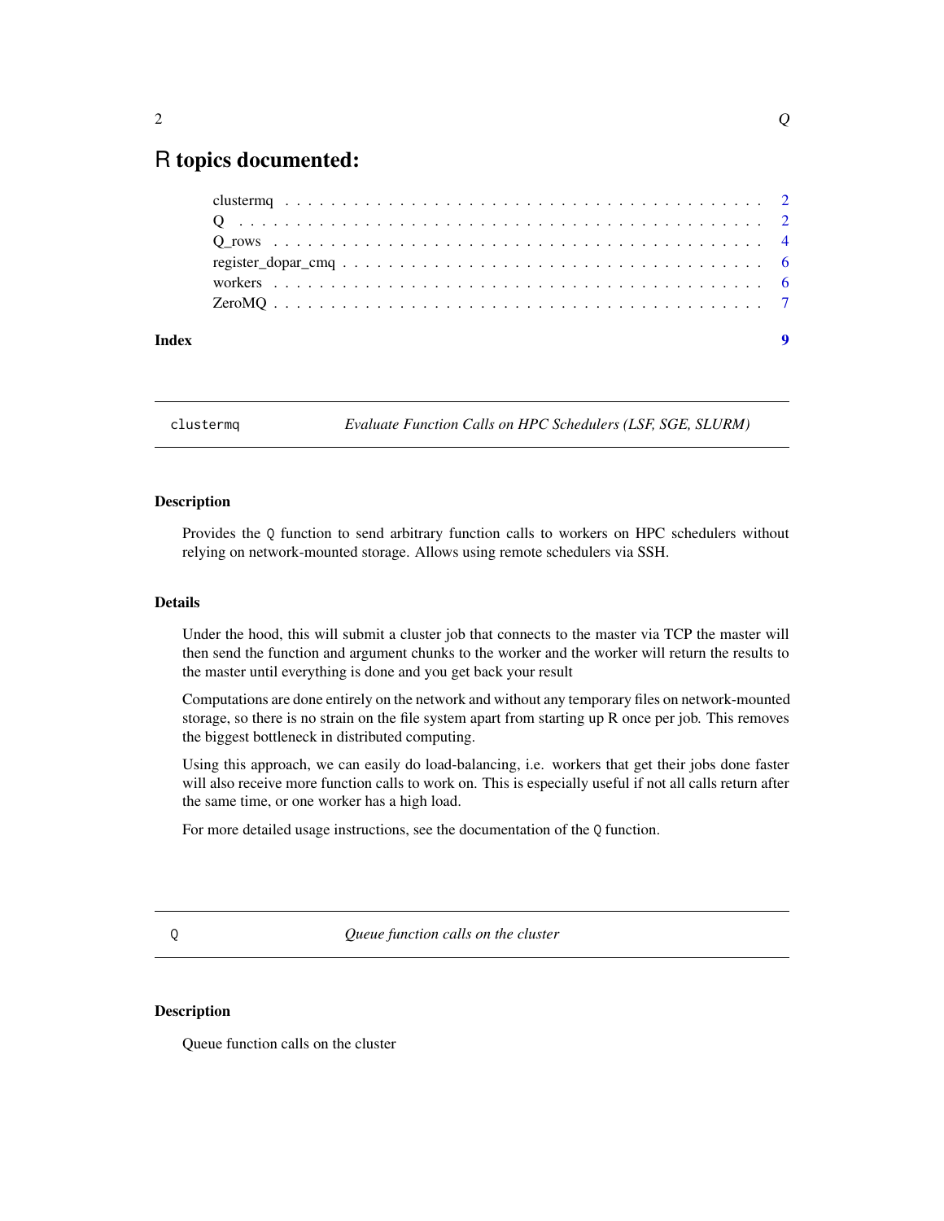# R topics documented:

clustermq . . . . . . . . . . . . . . . . . . . . . . . . . . . . . . . . . . . . . . . . . 2
Q . . . . . . . . . . . . . . . . . . . . . . . . . . . . . . . . . . . . . . . . . . . . . 2
Q_rows . . . . . . . . . . . . . . . . . . . . . . . . . . . . . . . . . . . . . . . . . . 4
register_dopar_cmq . . . . . . . . . . . . . . . . . . . . . . . . . . . . . . . . . . . 6
workers . . . . . . . . . . . . . . . . . . . . . . . . . . . . . . . . . . . . . . . . . 6
ZeroMQ . . . . . . . . . . . . . . . . . . . . . . . . . . . . . . . . . . . . . . . . . 7

**Index** **9**

---

## `clustermq` *Evaluate Function Calls on HPC Schedulers (LSF, SGE, SLURM)*

### Description

Provides the `Q` function to send arbitrary function calls to workers on HPC schedulers without relying on network-mounted storage. Allows using remote schedulers via SSH.

### Details

Under the hood, this will submit a cluster job that connects to the master via TCP the master will then send the function and argument chunks to the worker and the worker will return the results to the master until everything is done and you get back your result

Computations are done entirely on the network and without any temporary files on network-mounted storage, so there is no strain on the file system apart from starting up R once per job. This removes the biggest bottleneck in distributed computing.

Using this approach, we can easily do load-balancing, i.e. workers that get their jobs done faster will also receive more function calls to work on. This is especially useful if not all calls return after the same time, or one worker has a high load.

For more detailed usage instructions, see the documentation of the `Q` function.

---

## `Q` *Queue function calls on the cluster*

### Description

Queue function calls on the cluster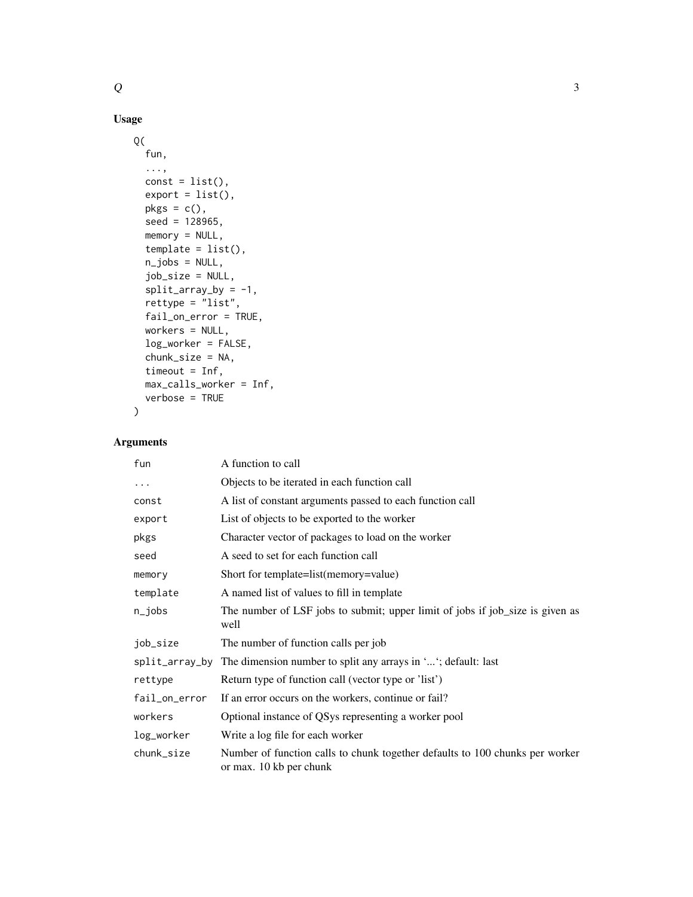## Usage

```
Q(
  fun,
  ...,
  const = list(),
  export = list(),
  pkgs = c(),
  seed = 128965,
  memory = NULL,
  template = list(),
  n_jobs = NULL,
  job_size = NULL,
  split_array_by = -1,
  rettype = "list",
  fail_on_error = TRUE,
  workers = NULL,
  log_worker = FALSE,
  chunk_size = NA,
  timeout = Inf,
  max_calls_worker = Inf,
  verbose = TRUE
)
```

## Arguments

| | |
|---|---|
| `fun` | A function to call |
| `...` | Objects to be iterated in each function call |
| `const` | A list of constant arguments passed to each function call |
| `export` | List of objects to be exported to the worker |
| `pkgs` | Character vector of packages to load on the worker |
| `seed` | A seed to set for each function call |
| `memory` | Short for template=list(memory=value) |
| `template` | A named list of values to fill in template |
| `n_jobs` | The number of LSF jobs to submit; upper limit of jobs if job_size is given as well |
| `job_size` | The number of function calls per job |
| `split_array_by` | The dimension number to split any arrays in '...'; default: last |
| `rettype` | Return type of function call (vector type or 'list') |
| `fail_on_error` | If an error occurs on the workers, continue or fail? |
| `workers` | Optional instance of QSys representing a worker pool |
| `log_worker` | Write a log file for each worker |
| `chunk_size` | Number of function calls to chunk together defaults to 100 chunks per worker or max. 10 kb per chunk |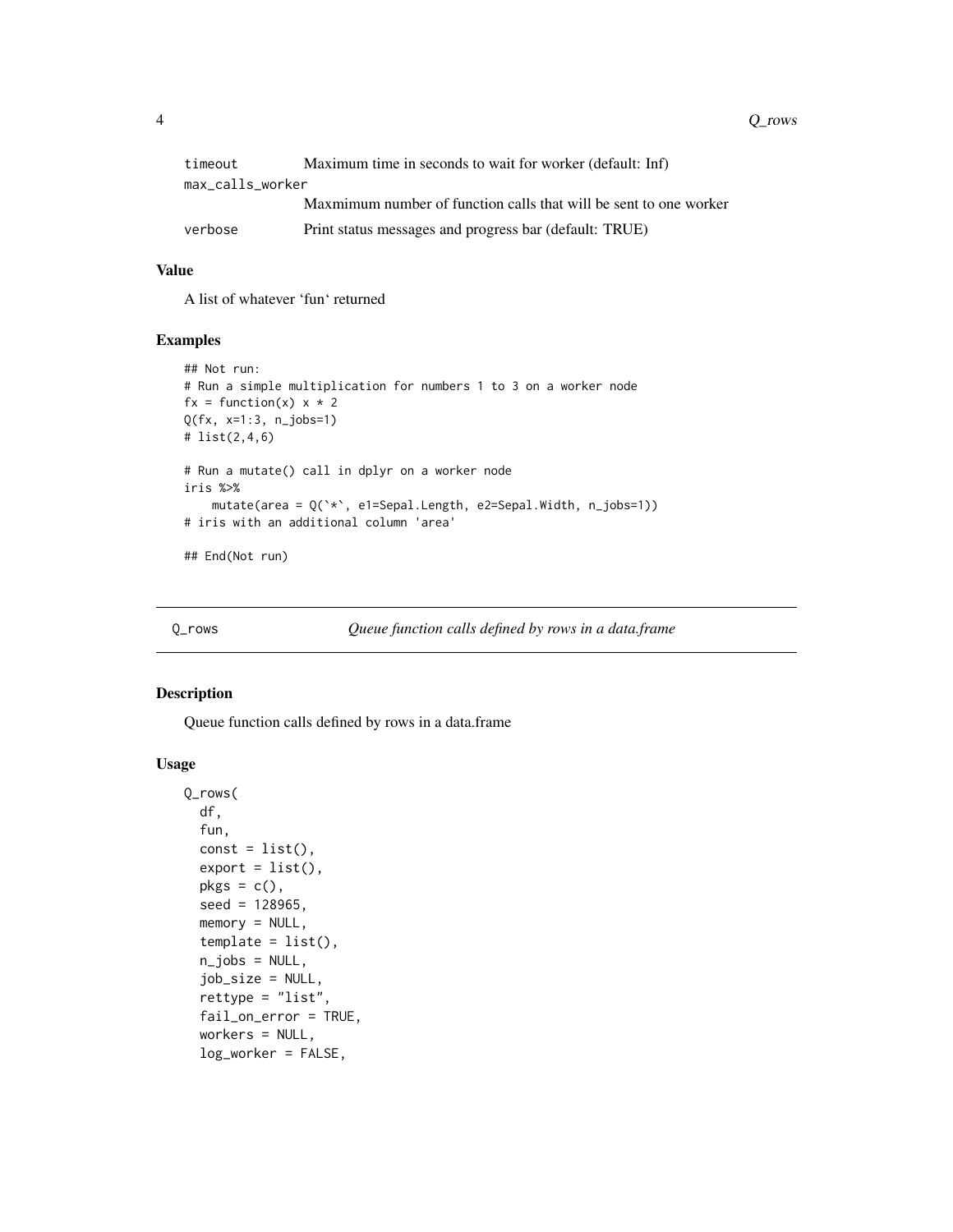| | |
|---|---|
| timeout | Maximum time in seconds to wait for worker (default: Inf) |
| max_calls_worker | Maxmimum number of function calls that will be sent to one worker |
| verbose | Print status messages and progress bar (default: TRUE) |

### Value

A list of whatever 'fun' returned

### Examples

```
## Not run:
# Run a simple multiplication for numbers 1 to 3 on a worker node
fx = function(x) x * 2
Q(fx, x=1:3, n_jobs=1)
# list(2,4,6)

# Run a mutate() call in dplyr on a worker node
iris %>%
    mutate(area = Q(`*`, e1=Sepal.Length, e2=Sepal.Width, n_jobs=1))
# iris with an additional column 'area'

## End(Not run)
```

---

## Q_rows — *Queue function calls defined by rows in a data.frame*

### Description

Queue function calls defined by rows in a data.frame

### Usage

```
Q_rows(
  df,
  fun,
  const = list(),
  export = list(),
  pkgs = c(),
  seed = 128965,
  memory = NULL,
  template = list(),
  n_jobs = NULL,
  job_size = NULL,
  rettype = "list",
  fail_on_error = TRUE,
  workers = NULL,
  log_worker = FALSE,
```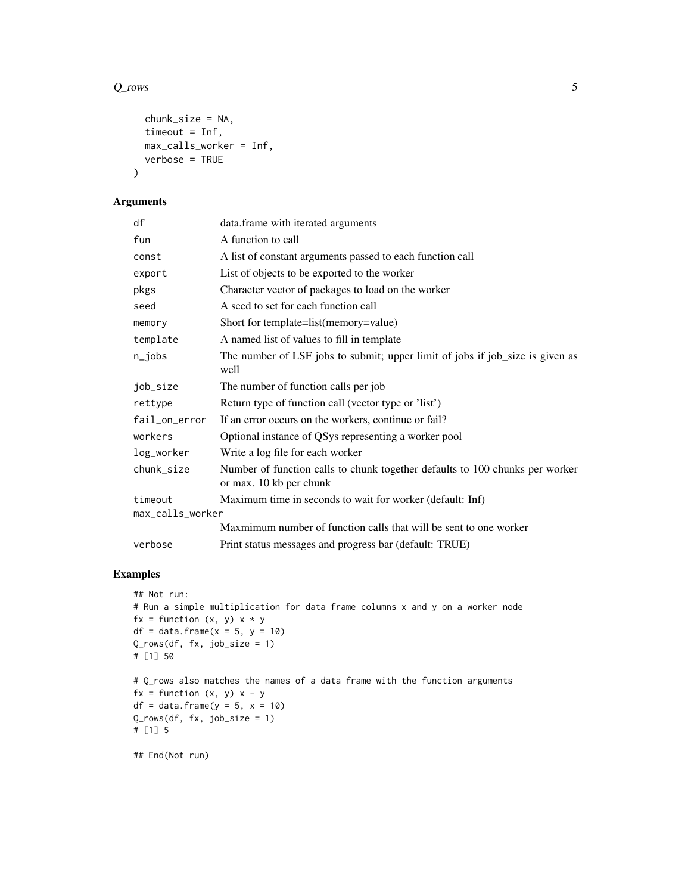```
  chunk_size = NA,
  timeout = Inf,
  max_calls_worker = Inf,
  verbose = TRUE
)
```

## Arguments

| | |
|---|---|
| df | data.frame with iterated arguments |
| fun | A function to call |
| const | A list of constant arguments passed to each function call |
| export | List of objects to be exported to the worker |
| pkgs | Character vector of packages to load on the worker |
| seed | A seed to set for each function call |
| memory | Short for template=list(memory=value) |
| template | A named list of values to fill in template |
| n_jobs | The number of LSF jobs to submit; upper limit of jobs if job_size is given as well |
| job_size | The number of function calls per job |
| rettype | Return type of function call (vector type or 'list') |
| fail_on_error | If an error occurs on the workers, continue or fail? |
| workers | Optional instance of QSys representing a worker pool |
| log_worker | Write a log file for each worker |
| chunk_size | Number of function calls to chunk together defaults to 100 chunks per worker or max. 10 kb per chunk |
| timeout | Maximum time in seconds to wait for worker (default: Inf) |
| max_calls_worker | Maxmimum number of function calls that will be sent to one worker |
| verbose | Print status messages and progress bar (default: TRUE) |

## Examples

```
## Not run:
# Run a simple multiplication for data frame columns x and y on a worker node
fx = function (x, y) x * y
df = data.frame(x = 5, y = 10)
Q_rows(df, fx, job_size = 1)
# [1] 50

# Q_rows also matches the names of a data frame with the function arguments
fx = function (x, y) x - y
df = data.frame(y = 5, x = 10)
Q_rows(df, fx, job_size = 1)
# [1] 5

## End(Not run)
```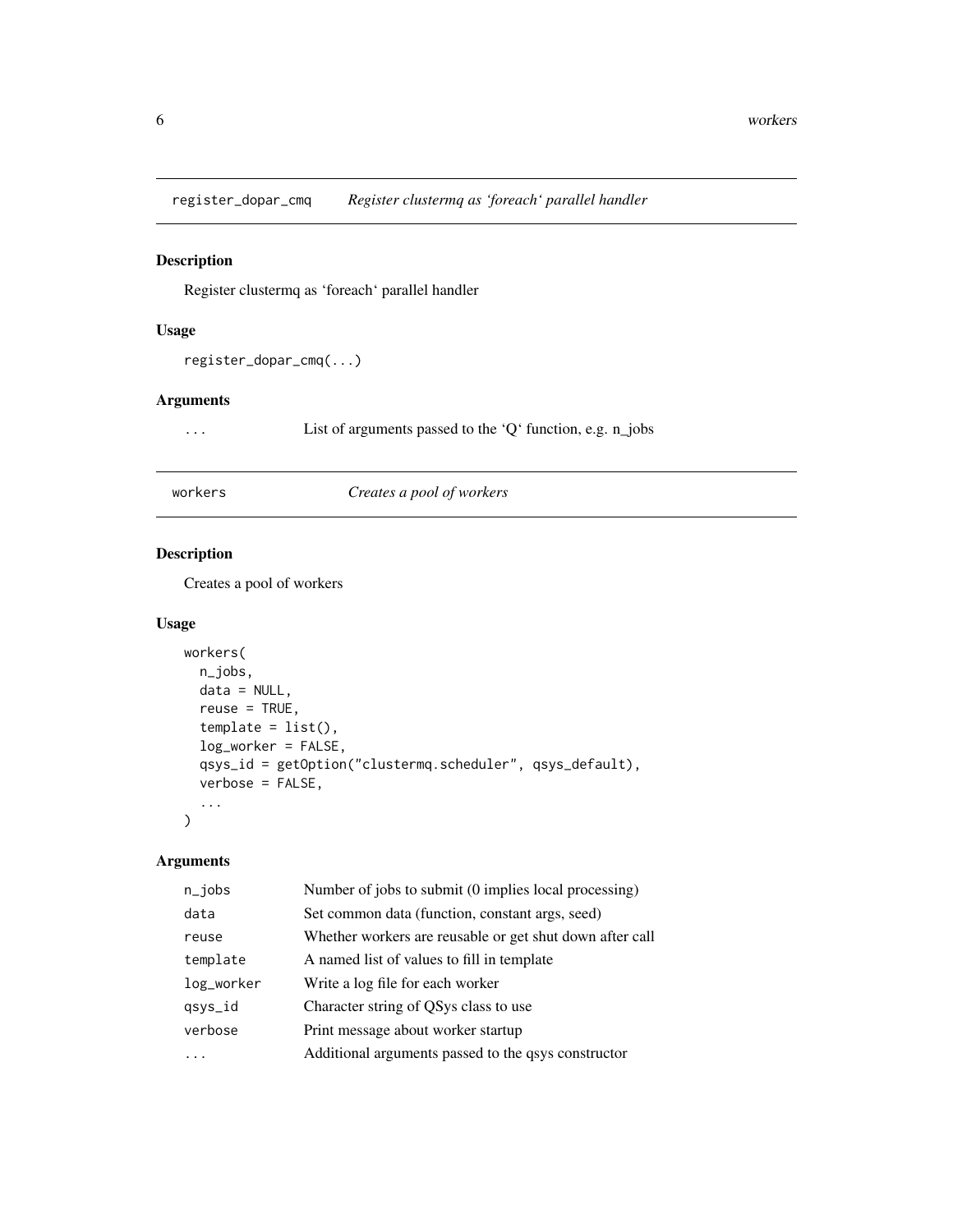## register_dopar_cmq *Register clustermq as 'foreach' parallel handler*

### Description

Register clustermq as 'foreach' parallel handler

### Usage

```
register_dopar_cmq(...)
```

### Arguments

| | |
|---|---|
| ... | List of arguments passed to the 'Q' function, e.g. n_jobs |

## workers *Creates a pool of workers*

### Description

Creates a pool of workers

### Usage

```
workers(
  n_jobs,
  data = NULL,
  reuse = TRUE,
  template = list(),
  log_worker = FALSE,
  qsys_id = getOption("clustermq.scheduler", qsys_default),
  verbose = FALSE,
  ...
)
```

### Arguments

| | |
|---|---|
| n_jobs | Number of jobs to submit (0 implies local processing) |
| data | Set common data (function, constant args, seed) |
| reuse | Whether workers are reusable or get shut down after call |
| template | A named list of values to fill in template |
| log_worker | Write a log file for each worker |
| qsys_id | Character string of QSys class to use |
| verbose | Print message about worker startup |
| ... | Additional arguments passed to the qsys constructor |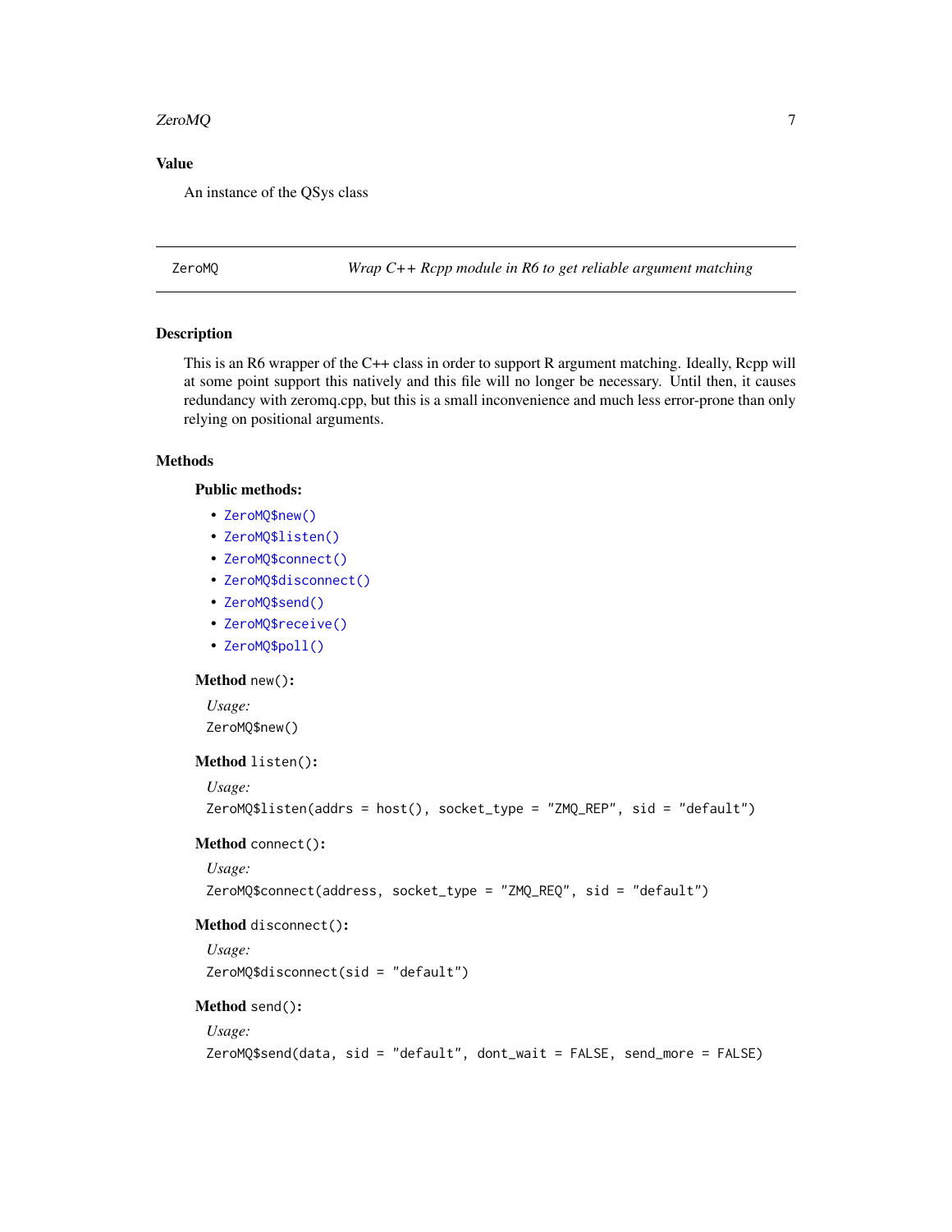## Value

An instance of the QSys class

---

# ZeroMQ — *Wrap C++ Rcpp module in R6 to get reliable argument matching*

---

## Description

This is an R6 wrapper of the C++ class in order to support R argument matching. Ideally, Rcpp will at some point support this natively and this file will no longer be necessary. Until then, it causes redundancy with zeromq.cpp, but this is a small inconvenience and much less error-prone than only relying on positional arguments.

## Methods

### Public methods:

- `ZeroMQ$new()`
- `ZeroMQ$listen()`
- `ZeroMQ$connect()`
- `ZeroMQ$disconnect()`
- `ZeroMQ$send()`
- `ZeroMQ$receive()`
- `ZeroMQ$poll()`

**Method** `new()`**:**

*Usage:*

```
ZeroMQ$new()
```

**Method** `listen()`**:**

*Usage:*

```
ZeroMQ$listen(addrs = host(), socket_type = "ZMQ_REP", sid = "default")
```

**Method** `connect()`**:**

*Usage:*

```
ZeroMQ$connect(address, socket_type = "ZMQ_REQ", sid = "default")
```

**Method** `disconnect()`**:**

*Usage:*

```
ZeroMQ$disconnect(sid = "default")
```

**Method** `send()`**:**

*Usage:*

```
ZeroMQ$send(data, sid = "default", dont_wait = FALSE, send_more = FALSE)
```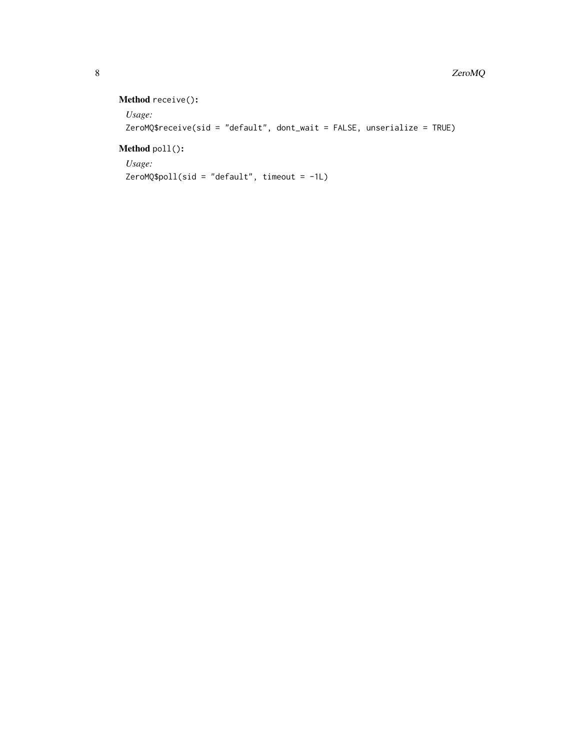**Method** `receive()`:

*Usage:*

```
ZeroMQ$receive(sid = "default", dont_wait = FALSE, unserialize = TRUE)
```

**Method** `poll()`:

*Usage:*

```
ZeroMQ$poll(sid = "default", timeout = -1L)
```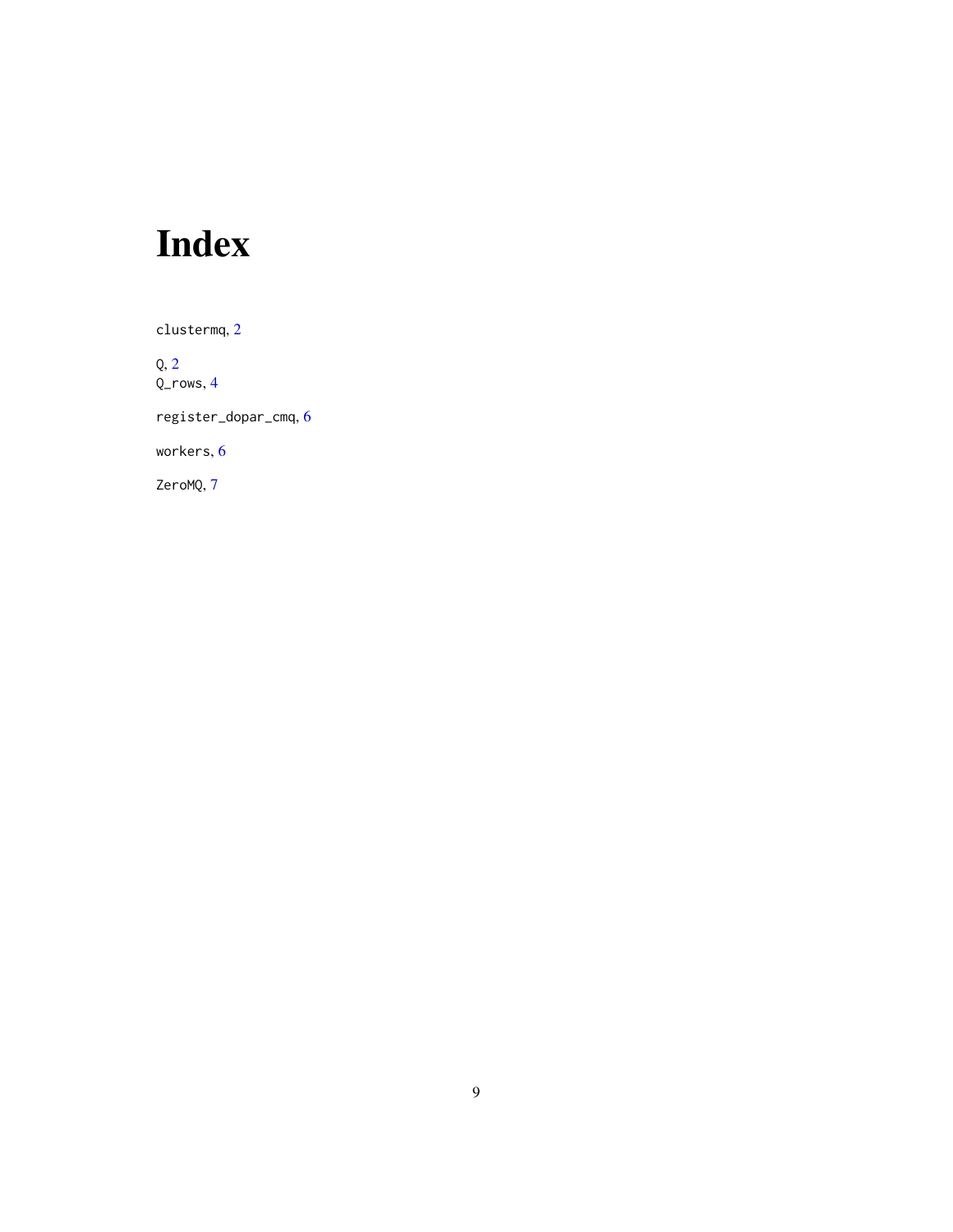# Index

clustermq, 2

Q, 2
Q_rows, 4

register_dopar_cmq, 6

workers, 6

ZeroMQ, 7